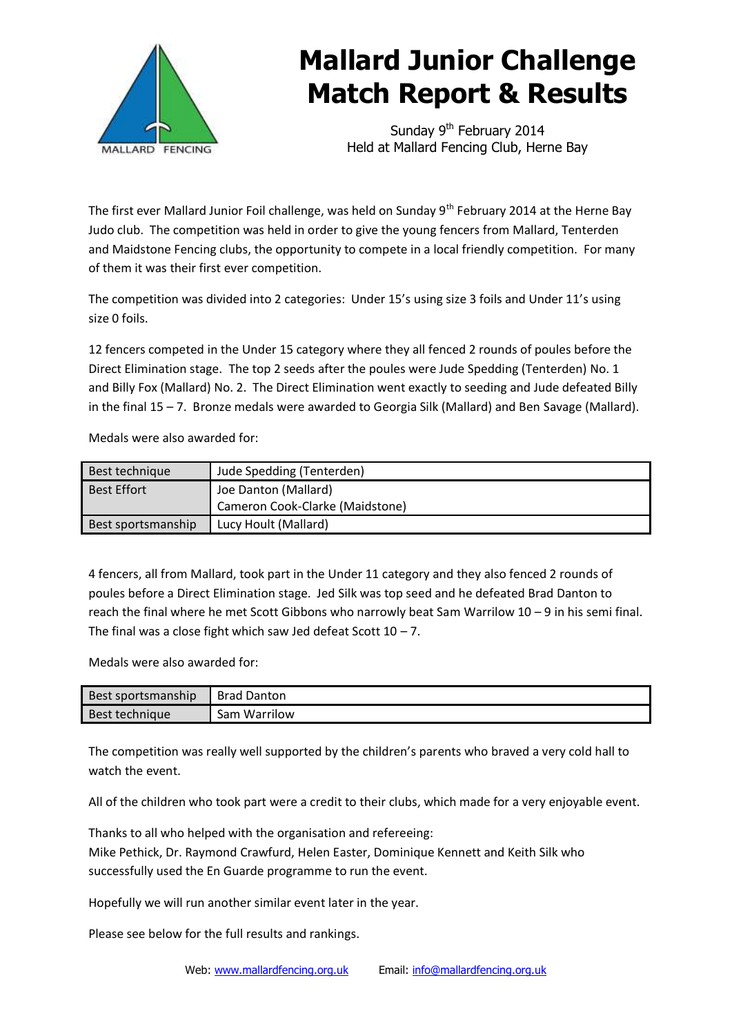# Mallard Junior Challenge Match Report & Results

Sunday 9th February 2014
Held at Mallard Fencing Club, Herne Bay

The first ever Mallard Junior Foil challenge, was held on Sunday 9th February 2014 at the Herne Bay Judo club. The competition was held in order to give the young fencers from Mallard, Tenterden and Maidstone Fencing clubs, the opportunity to compete in a local friendly competition. For many of them it was their first ever competition.

The competition was divided into 2 categories: Under 15's using size 3 foils and Under 11's using size 0 foils.

12 fencers competed in the Under 15 category where they all fenced 2 rounds of poules before the Direct Elimination stage. The top 2 seeds after the poules were Jude Spedding (Tenterden) No. 1 and Billy Fox (Mallard) No. 2. The Direct Elimination went exactly to seeding and Jude defeated Billy in the final 15 – 7. Bronze medals were awarded to Georgia Silk (Mallard) and Ben Savage (Mallard).

Medals were also awarded for:

| Best technique | Jude Spedding (Tenterden) |
|---|---|
| Best Effort | Joe Danton (Mallard)<br>Cameron Cook-Clarke (Maidstone) |
| Best sportsmanship | Lucy Hoult (Mallard) |

4 fencers, all from Mallard, took part in the Under 11 category and they also fenced 2 rounds of poules before a Direct Elimination stage. Jed Silk was top seed and he defeated Brad Danton to reach the final where he met Scott Gibbons who narrowly beat Sam Warrilow 10 – 9 in his semi final. The final was a close fight which saw Jed defeat Scott 10 – 7.

Medals were also awarded for:

| Best sportsmanship | Brad Danton |
|---|---|
| Best technique | Sam Warrilow |

The competition was really well supported by the children's parents who braved a very cold hall to watch the event.

All of the children who took part were a credit to their clubs, which made for a very enjoyable event.

Thanks to all who helped with the organisation and refereeing:
Mike Pethick, Dr. Raymond Crawfurd, Helen Easter, Dominique Kennett and Keith Silk who successfully used the En Guarde programme to run the event.

Hopefully we will run another similar event later in the year.

Please see below for the full results and rankings.

Web: www.mallardfencing.org.uk Email: info@mallardfencing.org.uk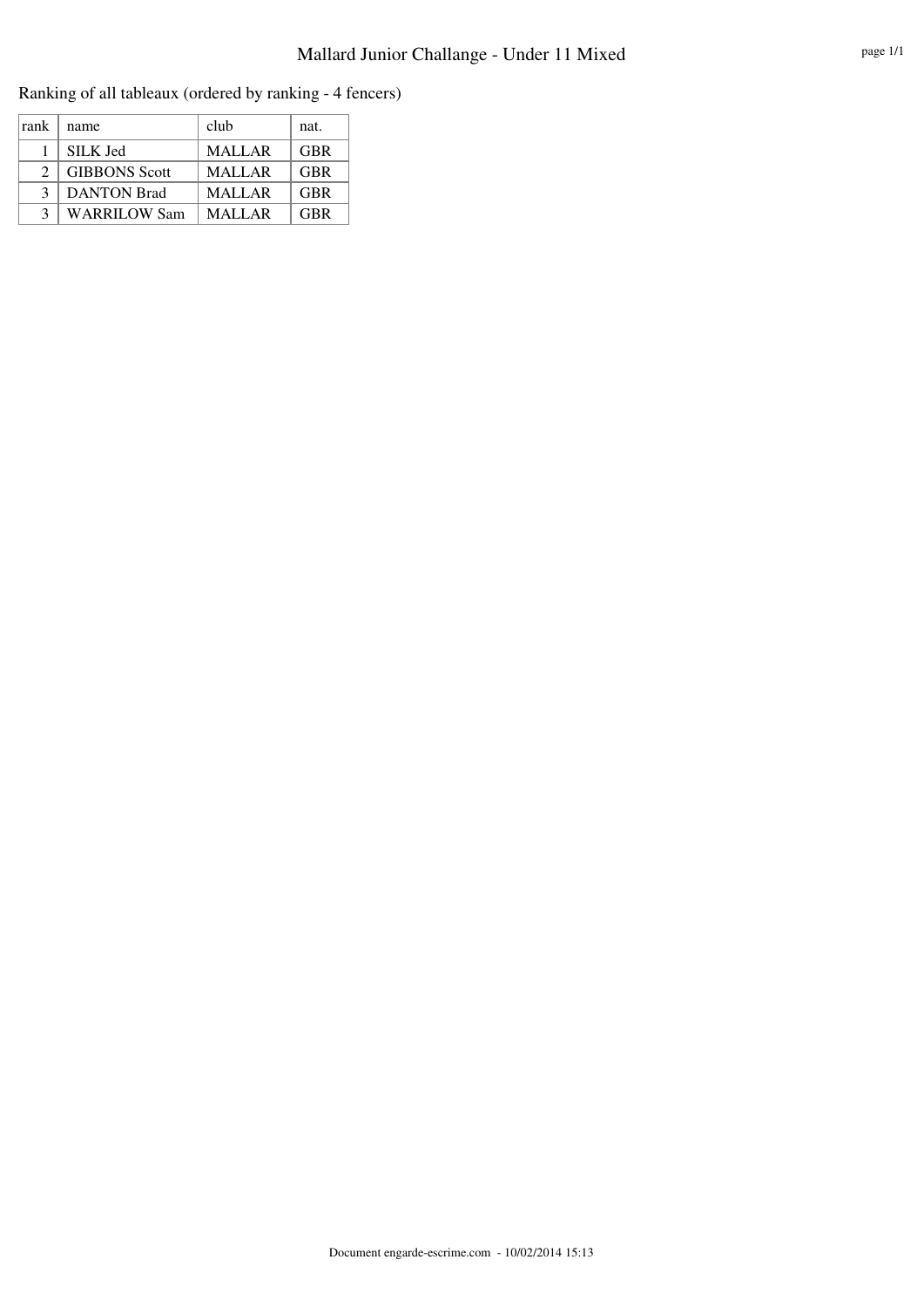# Mallard Junior Challange - Under 11 Mixed

Ranking of all tableaux (ordered by ranking - 4 fencers)

| rank | name | club | nat. |
|---|---|---|---|
| 1 | SILK Jed | MALLAR | GBR |
| 2 | GIBBONS Scott | MALLAR | GBR |
| 3 | DANTON Brad | MALLAR | GBR |
| 3 | WARRILOW Sam | MALLAR | GBR |

Document engarde-escrime.com - 10/02/2014 15:13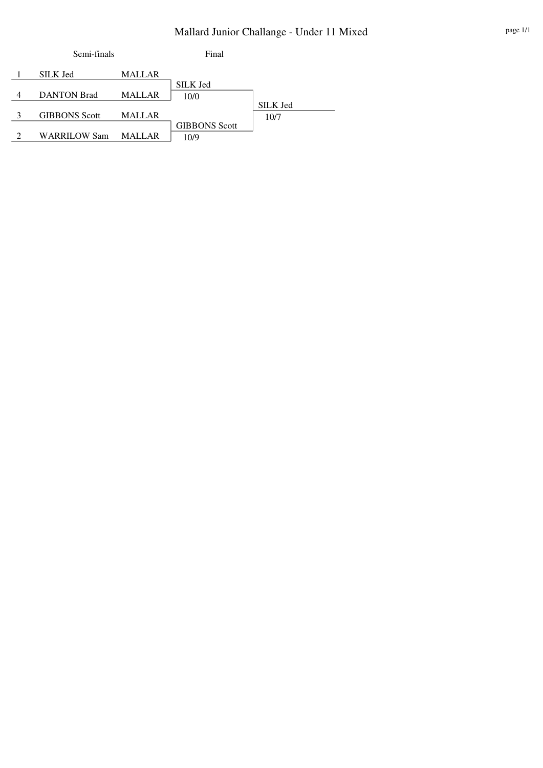# Mallard Junior Challange - Under 11 Mixed

| Seed | Semi-finals | Club | Final | Winner |
| --- | --- | --- | --- | --- |
| 1 | SILK Jed | MALLAR | | |
| | | | SILK Jed 10/0 | |
| 4 | DANTON Brad | MALLAR | | |
| | | | | SILK Jed 10/7 |
| 3 | GIBBONS Scott | MALLAR | | |
| | | | GIBBONS Scott 10/9 | |
| 2 | WARRILOW Sam | MALLAR | | |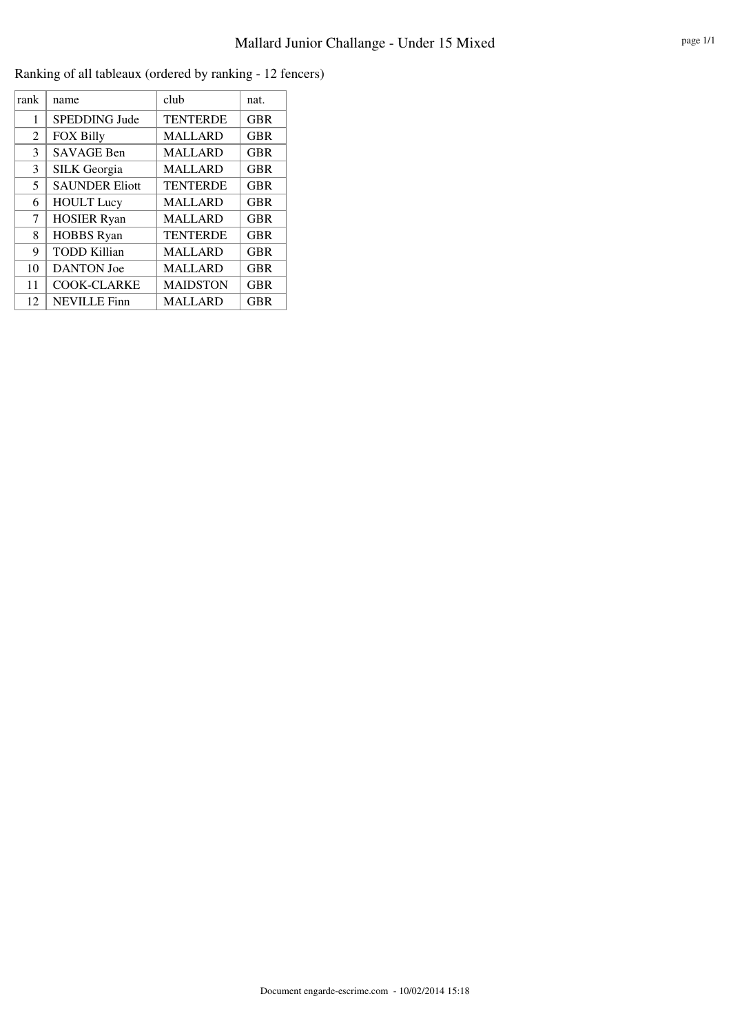# Mallard Junior Challange - Under 15 Mixed

Ranking of all tableaux (ordered by ranking - 12 fencers)

| rank | name | club | nat. |
|---|---|---|---|
| 1 | SPEDDING Jude | TENTERDE | GBR |
| 2 | FOX Billy | MALLARD | GBR |
| 3 | SAVAGE Ben | MALLARD | GBR |
| 3 | SILK Georgia | MALLARD | GBR |
| 5 | SAUNDER Eliott | TENTERDE | GBR |
| 6 | HOULT Lucy | MALLARD | GBR |
| 7 | HOSIER Ryan | MALLARD | GBR |
| 8 | HOBBS Ryan | TENTERDE | GBR |
| 9 | TODD Killian | MALLARD | GBR |
| 10 | DANTON Joe | MALLARD | GBR |
| 11 | COOK-CLARKE | MAIDSTON | GBR |
| 12 | NEVILLE Finn | MALLARD | GBR |

Document engarde-escrime.com - 10/02/2014 15:18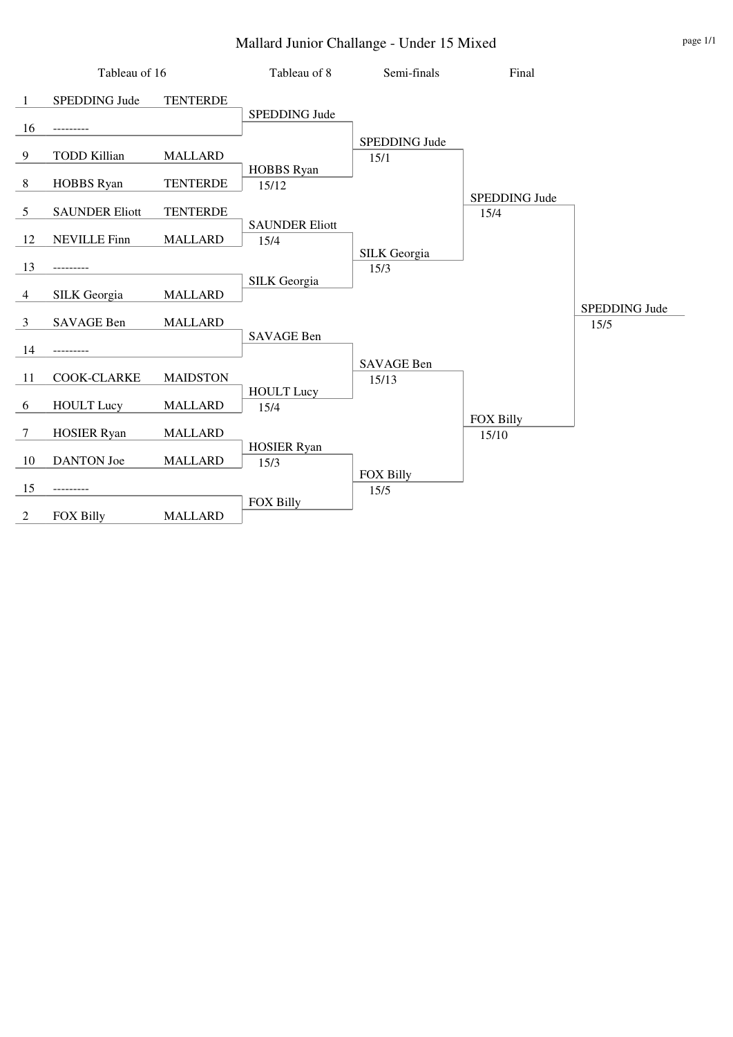# Mallard Junior Challange - Under 15 Mixed

| Tableau of 16 | | | Tableau of 8 | Semi-finals | Final | |
|---|---|---|---|---|---|---|
| 1 | SPEDDING Jude | TENTERDE | | | | |
| | | | SPEDDING Jude | | | |
| 16 | --------- | | | | | |
| | | | | SPEDDING Jude 15/1 | | |
| 9 | TODD Killian | MALLARD | | | | |
| | | | HOBBS Ryan 15/12 | | | |
| 8 | HOBBS Ryan | TENTERDE | | | | |
| | | | | | SPEDDING Jude 15/4 | |
| 5 | SAUNDER Eliott | TENTERDE | | | | |
| | | | SAUNDER Eliott 15/4 | | | |
| 12 | NEVILLE Finn | MALLARD | | | | |
| | | | | SILK Georgia 15/3 | | |
| 13 | --------- | | | | | |
| | | | SILK Georgia | | | |
| 4 | SILK Georgia | MALLARD | | | | |
| | | | | | | SPEDDING Jude 15/5 |
| 3 | SAVAGE Ben | MALLARD | | | | |
| | | | SAVAGE Ben | | | |
| 14 | --------- | | | | | |
| | | | | SAVAGE Ben 15/13 | | |
| 11 | COOK-CLARKE | MAIDSTON | | | | |
| | | | HOULT Lucy 15/4 | | | |
| 6 | HOULT Lucy | MALLARD | | | | |
| | | | | | FOX Billy 15/10 | |
| 7 | HOSIER Ryan | MALLARD | | | | |
| | | | HOSIER Ryan 15/3 | | | |
| 10 | DANTON Joe | MALLARD | | | | |
| | | | | FOX Billy 15/5 | | |
| 15 | --------- | | | | | |
| | | | FOX Billy | | | |
| 2 | FOX Billy | MALLARD | | | | |